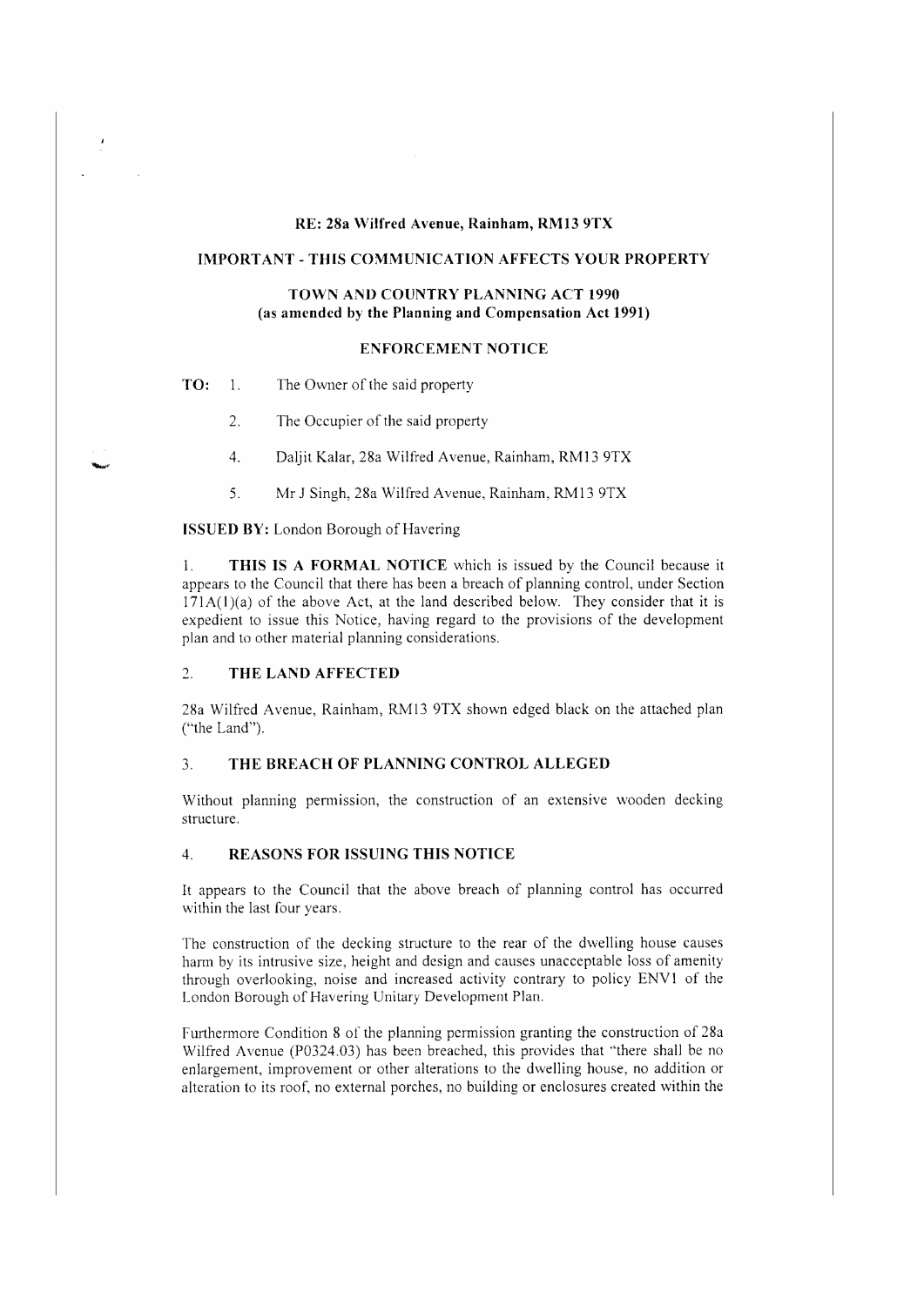**RE: 28a Wilfred Avenue, Rainham, RM13 9TX**

**IMPORTANT - THIS COMMUNICATION AFFECTS YOUR PROPERTY**

**TOWN AND COUNTRY PLANNING ACT 1990**
**(as amended by the Planning and Compensation Act 1991)**

**ENFORCEMENT NOTICE**

**TO:**
1. The Owner of the said property
2. The Occupier of the said property
4. Daljit Kalar, 28a Wilfred Avenue, Rainham, RM13 9TX
5. Mr J Singh, 28a Wilfred Avenue, Rainham, RM13 9TX

**ISSUED BY:** London Borough of Havering

1. **THIS IS A FORMAL NOTICE** which is issued by the Council because it appears to the Council that there has been a breach of planning control, under Section 171A(1)(a) of the above Act, at the land described below. They consider that it is expedient to issue this Notice, having regard to the provisions of the development plan and to other material planning considerations.

## 2. THE LAND AFFECTED

28a Wilfred Avenue, Rainham, RM13 9TX shown edged black on the attached plan ("the Land").

## 3. THE BREACH OF PLANNING CONTROL ALLEGED

Without planning permission, the construction of an extensive wooden decking structure.

## 4. REASONS FOR ISSUING THIS NOTICE

It appears to the Council that the above breach of planning control has occurred within the last four years.

The construction of the decking structure to the rear of the dwelling house causes harm by its intrusive size, height and design and causes unacceptable loss of amenity through overlooking, noise and increased activity contrary to policy ENV1 of the London Borough of Havering Unitary Development Plan.

Furthermore Condition 8 of the planning permission granting the construction of 28a Wilfred Avenue (P0324.03) has been breached, this provides that "there shall be no enlargement, improvement or other alterations to the dwelling house, no addition or alteration to its roof, no external porches, no building or enclosures created within the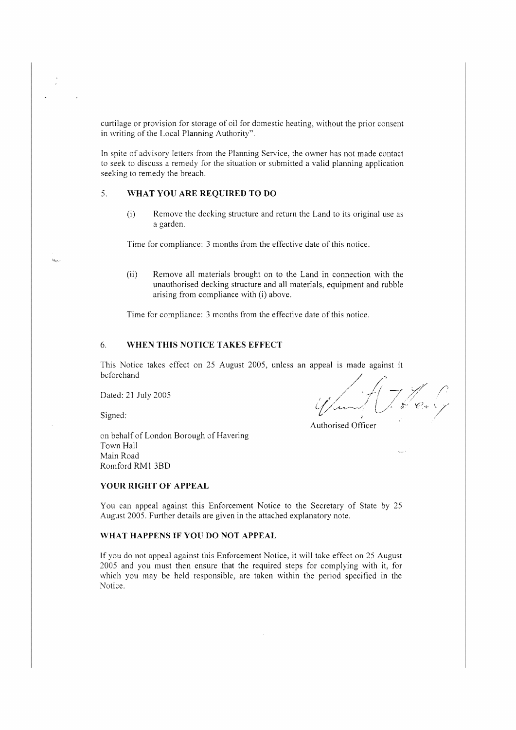curtilage or provision for storage of oil for domestic heating, without the prior consent in writing of the Local Planning Authority".

In spite of advisory letters from the Planning Service, the owner has not made contact to seek to discuss a remedy for the situation or submitted a valid planning application seeking to remedy the breach.

## 5. WHAT YOU ARE REQUIRED TO DO

(i) Remove the decking structure and return the Land to its original use as a garden.

Time for compliance: 3 months from the effective date of this notice.

(ii) Remove all materials brought on to the Land in connection with the unauthorised decking structure and all materials, equipment and rubble arising from compliance with (i) above.

Time for compliance: 3 months from the effective date of this notice.

## 6. WHEN THIS NOTICE TAKES EFFECT

This Notice takes effect on 25 August 2005, unless an appeal is made against it beforehand

Dated: 21 July 2005

Signed:

Authorised Officer

on behalf of London Borough of Havering
Town Hall
Main Road
Romford RM1 3BD

### YOUR RIGHT OF APPEAL

You can appeal against this Enforcement Notice to the Secretary of State by 25 August 2005. Further details are given in the attached explanatory note.

### WHAT HAPPENS IF YOU DO NOT APPEAL

If you do not appeal against this Enforcement Notice, it will take effect on 25 August 2005 and you must then ensure that the required steps for complying with it, for which you may be held responsible, are taken within the period specified in the Notice.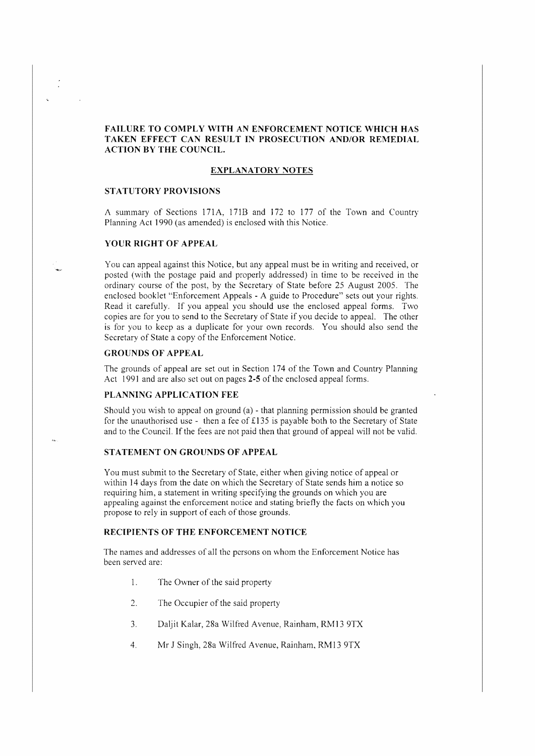**FAILURE TO COMPLY WITH AN ENFORCEMENT NOTICE WHICH HAS TAKEN EFFECT CAN RESULT IN PROSECUTION AND/OR REMEDIAL ACTION BY THE COUNCIL.**

## EXPLANATORY NOTES

### STATUTORY PROVISIONS

A summary of Sections 171A, 171B and 172 to 177 of the Town and Country Planning Act 1990 (as amended) is enclosed with this Notice.

### YOUR RIGHT OF APPEAL

You can appeal against this Notice, but any appeal must be in writing and received, or posted (with the postage paid and properly addressed) in time to be received in the ordinary course of the post, by the Secretary of State before 25 August 2005. The enclosed booklet "Enforcement Appeals - A guide to Procedure" sets out your rights. Read it carefully. If you appeal you should use the enclosed appeal forms. Two copies are for you to send to the Secretary of State if you decide to appeal. The other is for you to keep as a duplicate for your own records. You should also send the Secretary of State a copy of the Enforcement Notice.

### GROUNDS OF APPEAL

The grounds of appeal are set out in Section 174 of the Town and Country Planning Act 1991 and are also set out on pages **2-5** of the enclosed appeal forms.

### PLANNING APPLICATION FEE

Should you wish to appeal on ground (a) - that planning permission should be granted for the unauthorised use - then a fee of £135 is payable both to the Secretary of State and to the Council. If the fees are not paid then that ground of appeal will not be valid.

### STATEMENT ON GROUNDS OF APPEAL

You must submit to the Secretary of State, either when giving notice of appeal or within 14 days from the date on which the Secretary of State sends him a notice so requiring him, a statement in writing specifying the grounds on which you are appealing against the enforcement notice and stating briefly the facts on which you propose to rely in support of each of those grounds.

### RECIPIENTS OF THE ENFORCEMENT NOTICE

The names and addresses of all the persons on whom the Enforcement Notice has been served are:

1. The Owner of the said property
2. The Occupier of the said property
3. Daljit Kalar, 28a Wilfred Avenue, Rainham, RM13 9TX
4. Mr J Singh, 28a Wilfred Avenue, Rainham, RM13 9TX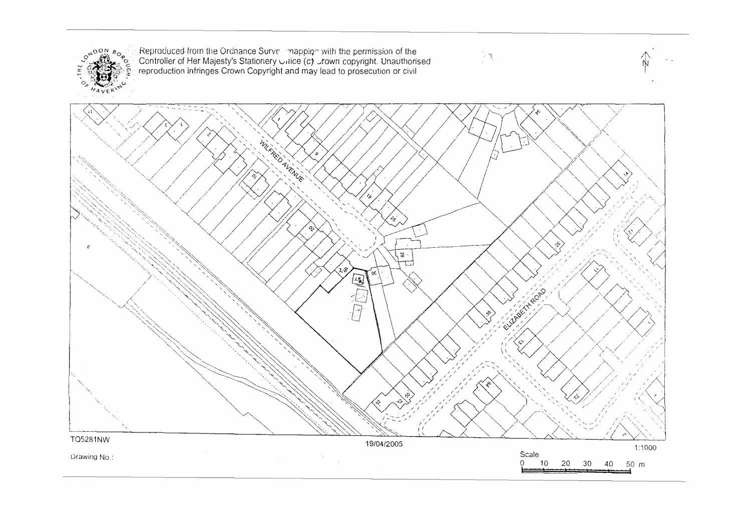THE LONDON BOROUGH OF HAVERING

Reproduced from the Ordnance Survey mapping with the permission of the Controller of Her Majesty's Stationery Office (c) Crown copyright. Unauthorised reproduction infringes Crown Copyright and may lead to prosecution or civil

N

WILFRED AVENUE

ELIZABETH ROAD

TQ5281NW

19/04/2005

1:1000

Drawing No.:

Scale

0 10 20 30 40 50 m